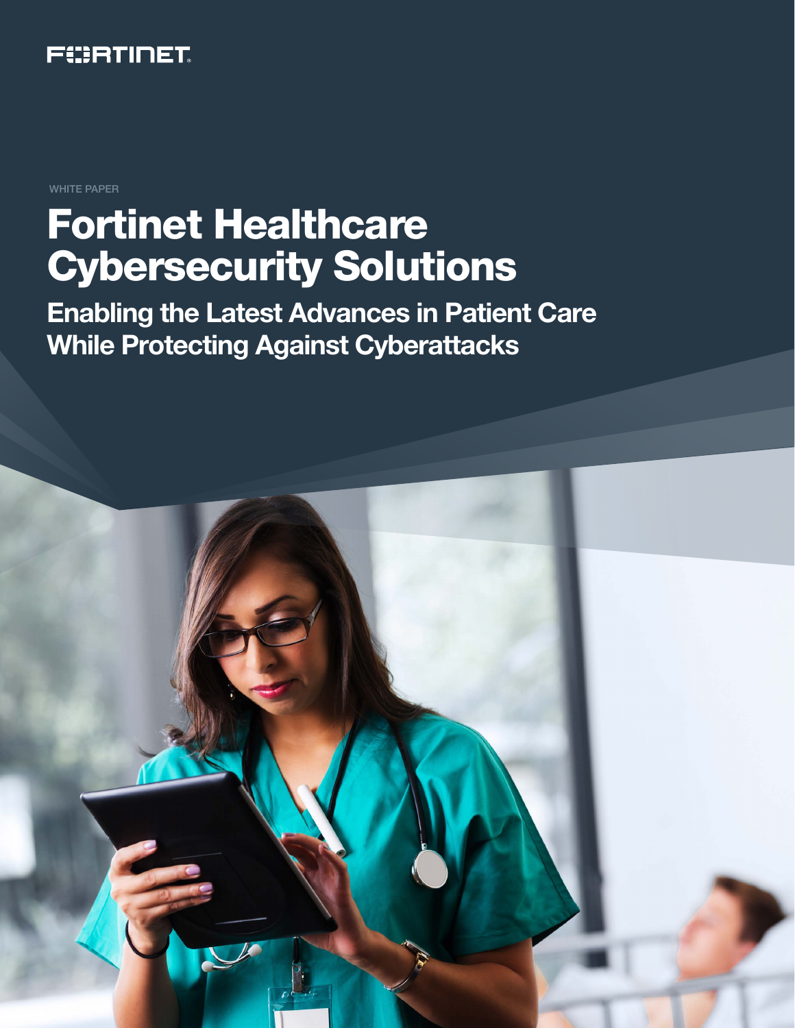FORTINET

WHITE PAPER

# Fortinet Healthcare Cybersecurity Solutions

## Enabling the Latest Advances in Patient Care While Protecting Against Cyberattacks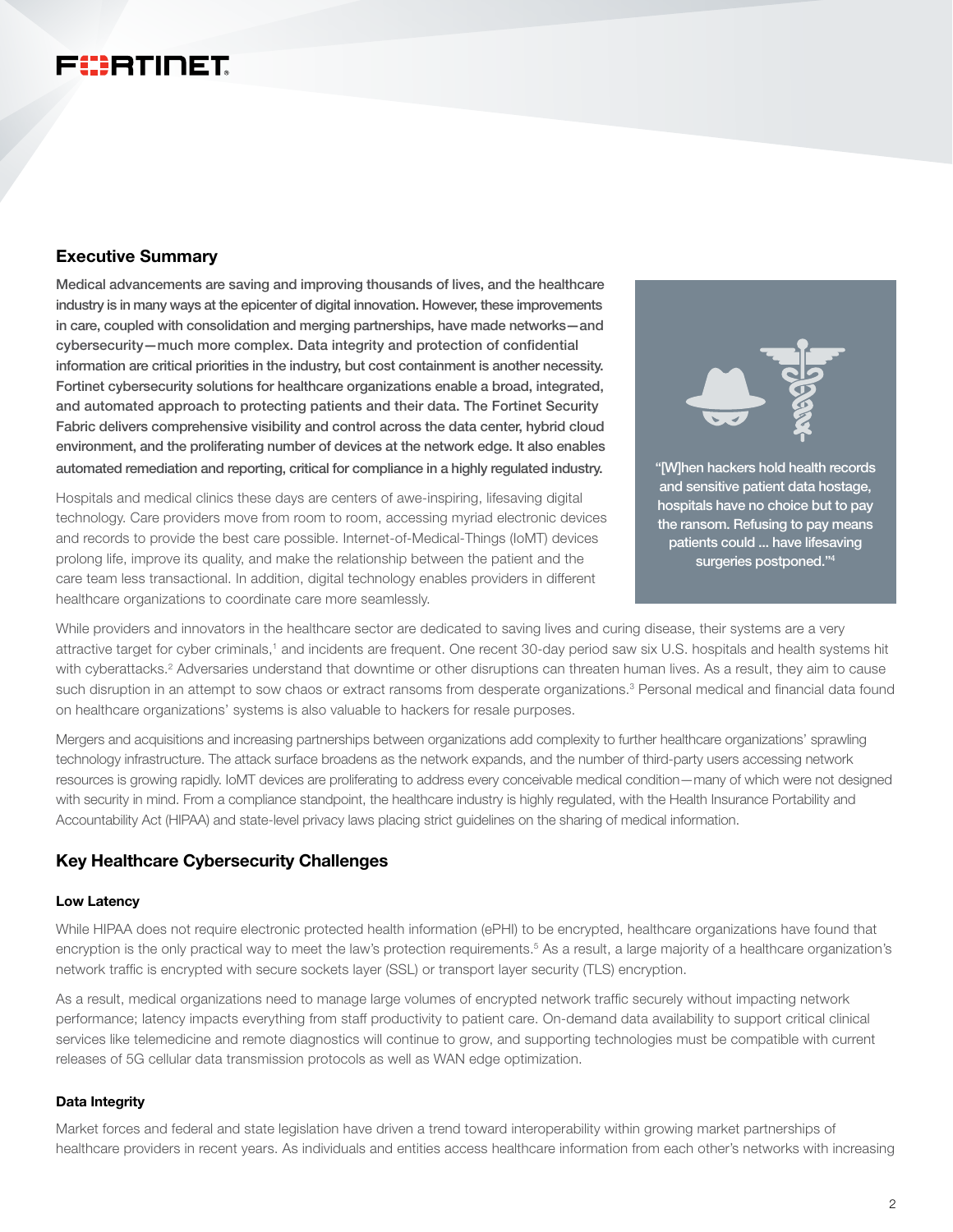## Executive Summary

**Medical advancements are saving and improving thousands of lives, and the healthcare industry is in many ways at the epicenter of digital innovation. However, these improvements in care, coupled with consolidation and merging partnerships, have made networks—and cybersecurity—much more complex. Data integrity and protection of confidential information are critical priorities in the industry, but cost containment is another necessity. Fortinet cybersecurity solutions for healthcare organizations enable a broad, integrated, and automated approach to protecting patients and their data. The Fortinet Security Fabric delivers comprehensive visibility and control across the data center, hybrid cloud environment, and the proliferating number of devices at the network edge. It also enables automated remediation and reporting, critical for compliance in a highly regulated industry.**

Hospitals and medical clinics these days are centers of awe-inspiring, lifesaving digital technology. Care providers move from room to room, accessing myriad electronic devices and records to provide the best care possible. Internet-of-Medical-Things (IoMT) devices prolong life, improve its quality, and make the relationship between the patient and the care team less transactional. In addition, digital technology enables providers in different healthcare organizations to coordinate care more seamlessly.

> "[W]hen hackers hold health records and sensitive patient data hostage, hospitals have no choice but to pay the ransom. Refusing to pay means patients could ... have lifesaving surgeries postponed."[4]

While providers and innovators in the healthcare sector are dedicated to saving lives and curing disease, their systems are a very attractive target for cyber criminals,[1] and incidents are frequent. One recent 30-day period saw six U.S. hospitals and health systems hit with cyberattacks.[2] Adversaries understand that downtime or other disruptions can threaten human lives. As a result, they aim to cause such disruption in an attempt to sow chaos or extract ransoms from desperate organizations.[3] Personal medical and financial data found on healthcare organizations' systems is also valuable to hackers for resale purposes.

Mergers and acquisitions and increasing partnerships between organizations add complexity to further healthcare organizations' sprawling technology infrastructure. The attack surface broadens as the network expands, and the number of third-party users accessing network resources is growing rapidly. IoMT devices are proliferating to address every conceivable medical condition—many of which were not designed with security in mind. From a compliance standpoint, the healthcare industry is highly regulated, with the Health Insurance Portability and Accountability Act (HIPAA) and state-level privacy laws placing strict guidelines on the sharing of medical information.

## Key Healthcare Cybersecurity Challenges

### Low Latency

While HIPAA does not require electronic protected health information (ePHI) to be encrypted, healthcare organizations have found that encryption is the only practical way to meet the law's protection requirements.[5] As a result, a large majority of a healthcare organization's network traffic is encrypted with secure sockets layer (SSL) or transport layer security (TLS) encryption.

As a result, medical organizations need to manage large volumes of encrypted network traffic securely without impacting network performance; latency impacts everything from staff productivity to patient care. On-demand data availability to support critical clinical services like telemedicine and remote diagnostics will continue to grow, and supporting technologies must be compatible with current releases of 5G cellular data transmission protocols as well as WAN edge optimization.

### Data Integrity

Market forces and federal and state legislation have driven a trend toward interoperability within growing market partnerships of healthcare providers in recent years. As individuals and entities access healthcare information from each other's networks with increasing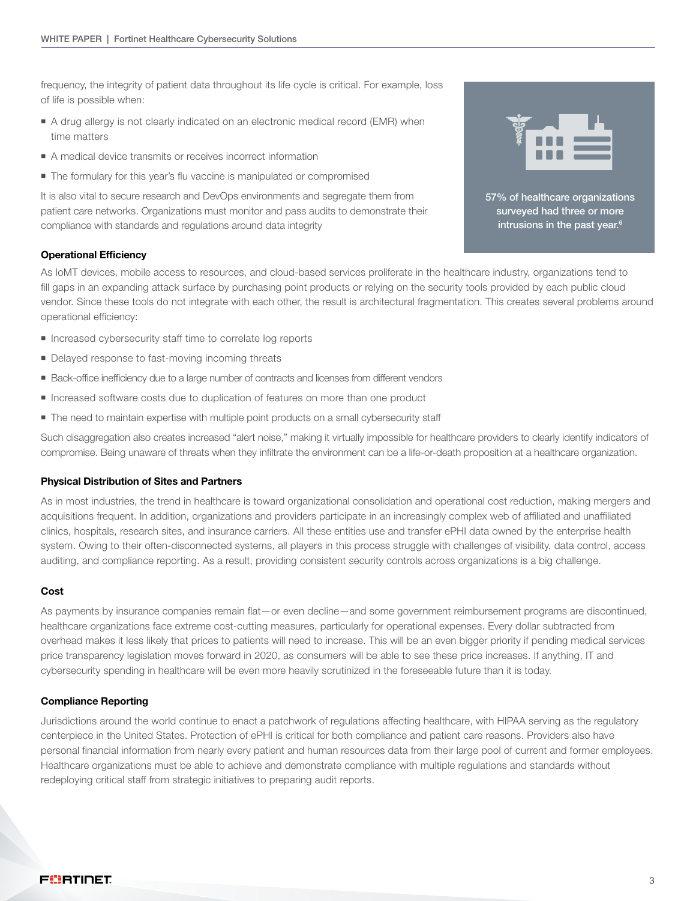frequency, the integrity of patient data throughout its life cycle is critical. For example, loss of life is possible when:

- A drug allergy is not clearly indicated on an electronic medical record (EMR) when time matters
- A medical device transmits or receives incorrect information
- The formulary for this year's flu vaccine is manipulated or compromised

It is also vital to secure research and DevOps environments and segregate them from patient care networks. Organizations must monitor and pass audits to demonstrate their compliance with standards and regulations around data integrity

57% of healthcare organizations surveyed had three or more intrusions in the past year.[6]

#### Operational Efficiency

As IoMT devices, mobile access to resources, and cloud-based services proliferate in the healthcare industry, organizations tend to fill gaps in an expanding attack surface by purchasing point products or relying on the security tools provided by each public cloud vendor. Since these tools do not integrate with each other, the result is architectural fragmentation. This creates several problems around operational efficiency:

- Increased cybersecurity staff time to correlate log reports
- Delayed response to fast-moving incoming threats
- Back-office inefficiency due to a large number of contracts and licenses from different vendors
- Increased software costs due to duplication of features on more than one product
- The need to maintain expertise with multiple point products on a small cybersecurity staff

Such disaggregation also creates increased "alert noise," making it virtually impossible for healthcare providers to clearly identify indicators of compromise. Being unaware of threats when they infiltrate the environment can be a life-or-death proposition at a healthcare organization.

#### Physical Distribution of Sites and Partners

As in most industries, the trend in healthcare is toward organizational consolidation and operational cost reduction, making mergers and acquisitions frequent. In addition, organizations and providers participate in an increasingly complex web of affiliated and unaffiliated clinics, hospitals, research sites, and insurance carriers. All these entities use and transfer ePHI data owned by the enterprise health system. Owing to their often-disconnected systems, all players in this process struggle with challenges of visibility, data control, access auditing, and compliance reporting. As a result, providing consistent security controls across organizations is a big challenge.

#### Cost

As payments by insurance companies remain flat—or even decline—and some government reimbursement programs are discontinued, healthcare organizations face extreme cost-cutting measures, particularly for operational expenses. Every dollar subtracted from overhead makes it less likely that prices to patients will need to increase. This will be an even bigger priority if pending medical services price transparency legislation moves forward in 2020, as consumers will be able to see these price increases. If anything, IT and cybersecurity spending in healthcare will be even more heavily scrutinized in the foreseeable future than it is today.

#### Compliance Reporting

Jurisdictions around the world continue to enact a patchwork of regulations affecting healthcare, with HIPAA serving as the regulatory centerpiece in the United States. Protection of ePHI is critical for both compliance and patient care reasons. Providers also have personal financial information from nearly every patient and human resources data from their large pool of current and former employees. Healthcare organizations must be able to achieve and demonstrate compliance with multiple regulations and standards without redeploying critical staff from strategic initiatives to preparing audit reports.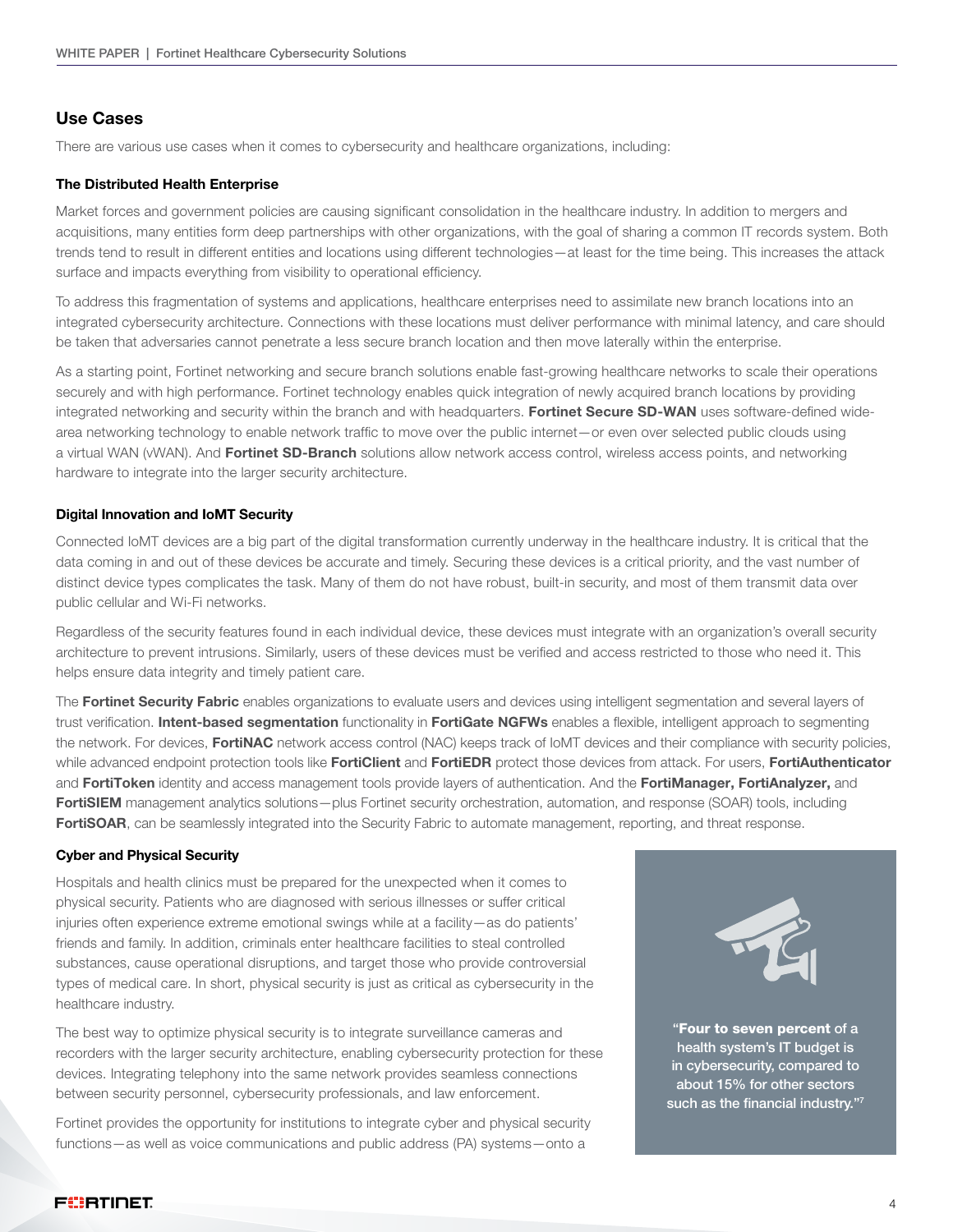## Use Cases

There are various use cases when it comes to cybersecurity and healthcare organizations, including:

### The Distributed Health Enterprise

Market forces and government policies are causing significant consolidation in the healthcare industry. In addition to mergers and acquisitions, many entities form deep partnerships with other organizations, with the goal of sharing a common IT records system. Both trends tend to result in different entities and locations using different technologies—at least for the time being. This increases the attack surface and impacts everything from visibility to operational efficiency.

To address this fragmentation of systems and applications, healthcare enterprises need to assimilate new branch locations into an integrated cybersecurity architecture. Connections with these locations must deliver performance with minimal latency, and care should be taken that adversaries cannot penetrate a less secure branch location and then move laterally within the enterprise.

As a starting point, Fortinet networking and secure branch solutions enable fast-growing healthcare networks to scale their operations securely and with high performance. Fortinet technology enables quick integration of newly acquired branch locations by providing integrated networking and security within the branch and with headquarters. **Fortinet Secure SD-WAN** uses software-defined wide-area networking technology to enable network traffic to move over the public internet—or even over selected public clouds using a virtual WAN (vWAN). And **Fortinet SD-Branch** solutions allow network access control, wireless access points, and networking hardware to integrate into the larger security architecture.

### Digital Innovation and IoMT Security

Connected IoMT devices are a big part of the digital transformation currently underway in the healthcare industry. It is critical that the data coming in and out of these devices be accurate and timely. Securing these devices is a critical priority, and the vast number of distinct device types complicates the task. Many of them do not have robust, built-in security, and most of them transmit data over public cellular and Wi-Fi networks.

Regardless of the security features found in each individual device, these devices must integrate with an organization's overall security architecture to prevent intrusions. Similarly, users of these devices must be verified and access restricted to those who need it. This helps ensure data integrity and timely patient care.

The **Fortinet Security Fabric** enables organizations to evaluate users and devices using intelligent segmentation and several layers of trust verification. **Intent-based segmentation** functionality in **FortiGate NGFWs** enables a flexible, intelligent approach to segmenting the network. For devices, **FortiNAC** network access control (NAC) keeps track of IoMT devices and their compliance with security policies, while advanced endpoint protection tools like **FortiClient** and **FortiEDR** protect those devices from attack. For users, **FortiAuthenticator** and **FortiToken** identity and access management tools provide layers of authentication. And the **FortiManager, FortiAnalyzer,** and **FortiSIEM** management analytics solutions—plus Fortinet security orchestration, automation, and response (SOAR) tools, including **FortiSOAR**, can be seamlessly integrated into the Security Fabric to automate management, reporting, and threat response.

### Cyber and Physical Security

Hospitals and health clinics must be prepared for the unexpected when it comes to physical security. Patients who are diagnosed with serious illnesses or suffer critical injuries often experience extreme emotional swings while at a facility—as do patients' friends and family. In addition, criminals enter healthcare facilities to steal controlled substances, cause operational disruptions, and target those who provide controversial types of medical care. In short, physical security is just as critical as cybersecurity in the healthcare industry.

The best way to optimize physical security is to integrate surveillance cameras and recorders with the larger security architecture, enabling cybersecurity protection for these devices. Integrating telephony into the same network provides seamless connections between security personnel, cybersecurity professionals, and law enforcement.

Fortinet provides the opportunity for institutions to integrate cyber and physical security functions—as well as voice communications and public address (PA) systems—onto a

> "**Four to seven percent** of a health system's IT budget is in cybersecurity, compared to about 15% for other sectors such as the financial industry."[7]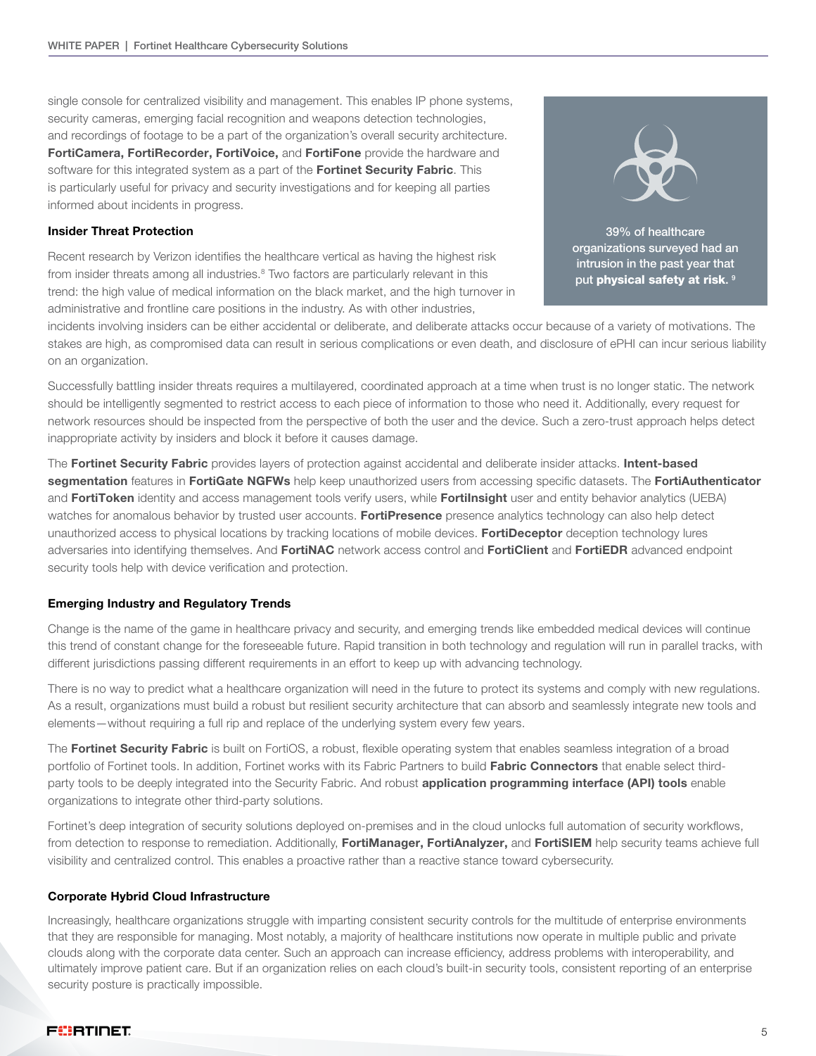single console for centralized visibility and management. This enables IP phone systems, security cameras, emerging facial recognition and weapons detection technologies, and recordings of footage to be a part of the organization's overall security architecture. **FortiCamera, FortiRecorder, FortiVoice,** and **FortiFone** provide the hardware and software for this integrated system as a part of the **Fortinet Security Fabric**. This is particularly useful for privacy and security investigations and for keeping all parties informed about incidents in progress.

39% of healthcare organizations surveyed had an intrusion in the past year that put **physical safety at risk.** [9]

### Insider Threat Protection

Recent research by Verizon identifies the healthcare vertical as having the highest risk from insider threats among all industries.[8] Two factors are particularly relevant in this trend: the high value of medical information on the black market, and the high turnover in administrative and frontline care positions in the industry. As with other industries, incidents involving insiders can be either accidental or deliberate, and deliberate attacks occur because of a variety of motivations. The stakes are high, as compromised data can result in serious complications or even death, and disclosure of ePHI can incur serious liability on an organization.

Successfully battling insider threats requires a multilayered, coordinated approach at a time when trust is no longer static. The network should be intelligently segmented to restrict access to each piece of information to those who need it. Additionally, every request for network resources should be inspected from the perspective of both the user and the device. Such a zero-trust approach helps detect inappropriate activity by insiders and block it before it causes damage.

The **Fortinet Security Fabric** provides layers of protection against accidental and deliberate insider attacks. **Intent-based segmentation** features in **FortiGate NGFWs** help keep unauthorized users from accessing specific datasets. The **FortiAuthenticator** and **FortiToken** identity and access management tools verify users, while **FortiInsight** user and entity behavior analytics (UEBA) watches for anomalous behavior by trusted user accounts. **FortiPresence** presence analytics technology can also help detect unauthorized access to physical locations by tracking locations of mobile devices. **FortiDeceptor** deception technology lures adversaries into identifying themselves. And **FortiNAC** network access control and **FortiClient** and **FortiEDR** advanced endpoint security tools help with device verification and protection.

### Emerging Industry and Regulatory Trends

Change is the name of the game in healthcare privacy and security, and emerging trends like embedded medical devices will continue this trend of constant change for the foreseeable future. Rapid transition in both technology and regulation will run in parallel tracks, with different jurisdictions passing different requirements in an effort to keep up with advancing technology.

There is no way to predict what a healthcare organization will need in the future to protect its systems and comply with new regulations. As a result, organizations must build a robust but resilient security architecture that can absorb and seamlessly integrate new tools and elements—without requiring a full rip and replace of the underlying system every few years.

The **Fortinet Security Fabric** is built on FortiOS, a robust, flexible operating system that enables seamless integration of a broad portfolio of Fortinet tools. In addition, Fortinet works with its Fabric Partners to build **Fabric Connectors** that enable select third-party tools to be deeply integrated into the Security Fabric. And robust **application programming interface (API) tools** enable organizations to integrate other third-party solutions.

Fortinet's deep integration of security solutions deployed on-premises and in the cloud unlocks full automation of security workflows, from detection to response to remediation. Additionally, **FortiManager, FortiAnalyzer,** and **FortiSIEM** help security teams achieve full visibility and centralized control. This enables a proactive rather than a reactive stance toward cybersecurity.

### Corporate Hybrid Cloud Infrastructure

Increasingly, healthcare organizations struggle with imparting consistent security controls for the multitude of enterprise environments that they are responsible for managing. Most notably, a majority of healthcare institutions now operate in multiple public and private clouds along with the corporate data center. Such an approach can increase efficiency, address problems with interoperability, and ultimately improve patient care. But if an organization relies on each cloud's built-in security tools, consistent reporting of an enterprise security posture is practically impossible.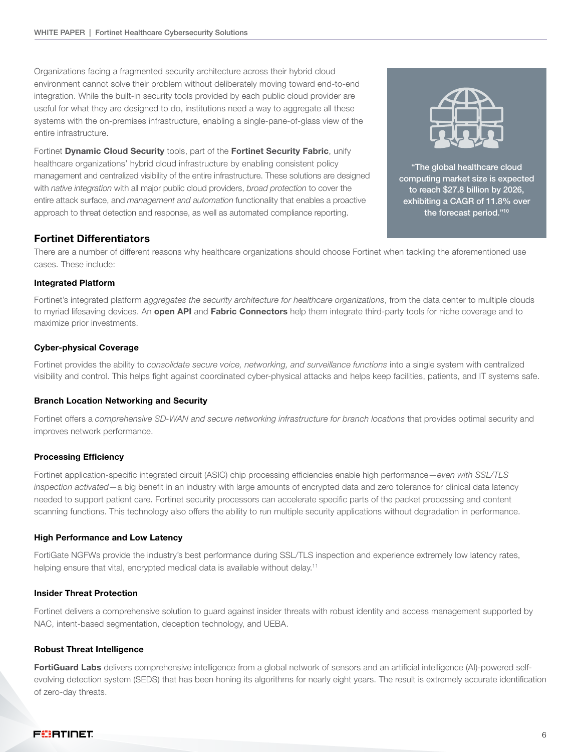Organizations facing a fragmented security architecture across their hybrid cloud environment cannot solve their problem without deliberately moving toward end-to-end integration. While the built-in security tools provided by each public cloud provider are useful for what they are designed to do, institutions need a way to aggregate all these systems with the on-premises infrastructure, enabling a single-pane-of-glass view of the entire infrastructure.

Fortinet **Dynamic Cloud Security** tools, part of the **Fortinet Security Fabric**, unify healthcare organizations' hybrid cloud infrastructure by enabling consistent policy management and centralized visibility of the entire infrastructure. These solutions are designed with *native integration* with all major public cloud providers, *broad protection* to cover the entire attack surface, and *management and automation* functionality that enables a proactive approach to threat detection and response, as well as automated compliance reporting.

"The global healthcare cloud computing market size is expected to reach $27.8 billion by 2026, exhibiting a CAGR of 11.8% over the forecast period."[10]

## Fortinet Differentiators

There are a number of different reasons why healthcare organizations should choose Fortinet when tackling the aforementioned use cases. These include:

### Integrated Platform

Fortinet's integrated platform *aggregates the security architecture for healthcare organizations*, from the data center to multiple clouds to myriad lifesaving devices. An **open API** and **Fabric Connectors** help them integrate third-party tools for niche coverage and to maximize prior investments.

### Cyber-physical Coverage

Fortinet provides the ability to *consolidate secure voice, networking, and surveillance functions* into a single system with centralized visibility and control. This helps fight against coordinated cyber-physical attacks and helps keep facilities, patients, and IT systems safe.

### Branch Location Networking and Security

Fortinet offers a *comprehensive SD-WAN and secure networking infrastructure for branch locations* that provides optimal security and improves network performance.

### Processing Efficiency

Fortinet application-specific integrated circuit (ASIC) chip processing efficiencies enable high performance—*even with SSL/TLS inspection activated*—a big benefit in an industry with large amounts of encrypted data and zero tolerance for clinical data latency needed to support patient care. Fortinet security processors can accelerate specific parts of the packet processing and content scanning functions. This technology also offers the ability to run multiple security applications without degradation in performance.

### High Performance and Low Latency

FortiGate NGFWs provide the industry's best performance during SSL/TLS inspection and experience extremely low latency rates, helping ensure that vital, encrypted medical data is available without delay.[11]

### Insider Threat Protection

Fortinet delivers a comprehensive solution to guard against insider threats with robust identity and access management supported by NAC, intent-based segmentation, deception technology, and UEBA.

### Robust Threat Intelligence

**FortiGuard Labs** delivers comprehensive intelligence from a global network of sensors and an artificial intelligence (AI)-powered self-evolving detection system (SEDS) that has been honing its algorithms for nearly eight years. The result is extremely accurate identification of zero-day threats.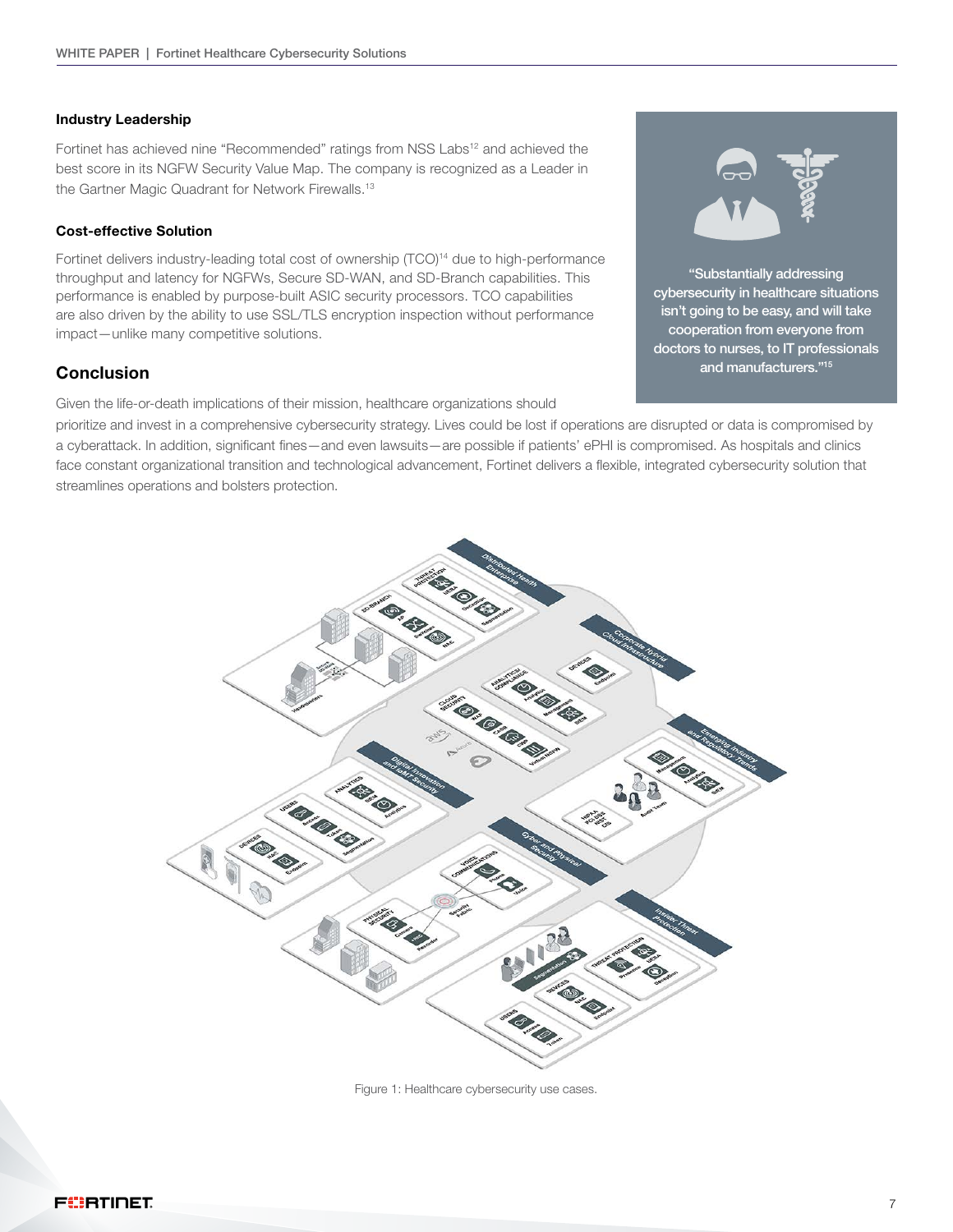### Industry Leadership

Fortinet has achieved nine "Recommended" ratings from NSS Labs[12] and achieved the best score in its NGFW Security Value Map. The company is recognized as a Leader in the Gartner Magic Quadrant for Network Firewalls.[13]

### Cost-effective Solution

Fortinet delivers industry-leading total cost of ownership (TCO)[14] due to high-performance throughput and latency for NGFWs, Secure SD-WAN, and SD-Branch capabilities. This performance is enabled by purpose-built ASIC security processors. TCO capabilities are also driven by the ability to use SSL/TLS encryption inspection without performance impact—unlike many competitive solutions.

> "Substantially addressing cybersecurity in healthcare situations isn't going to be easy, and will take cooperation from everyone from doctors to nurses, to IT professionals and manufacturers."[15]

## Conclusion

Given the life-or-death implications of their mission, healthcare organizations should prioritize and invest in a comprehensive cybersecurity strategy. Lives could be lost if operations are disrupted or data is compromised by a cyberattack. In addition, significant fines—and even lawsuits—are possible if patients' ePHI is compromised. As hospitals and clinics face constant organizational transition and technological advancement, Fortinet delivers a flexible, integrated cybersecurity solution that streamlines operations and bolsters protection.

Figure 1: Healthcare cybersecurity use cases.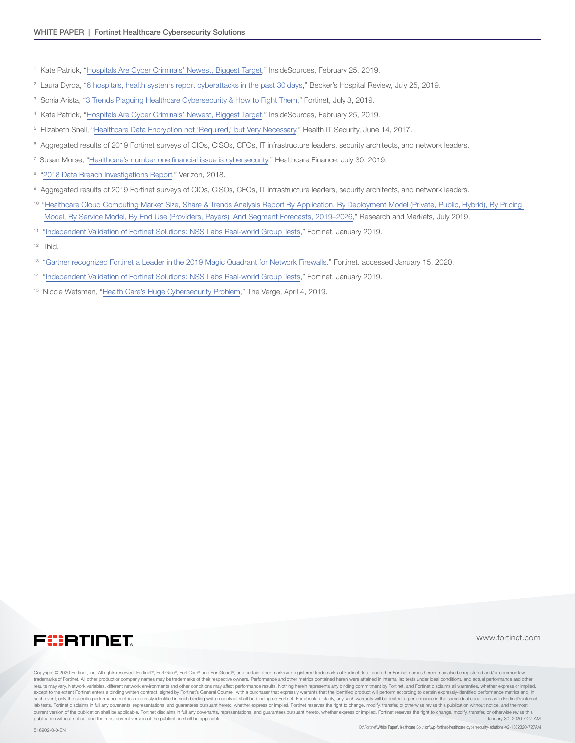[1] Kate Patrick, "Hospitals Are Cyber Criminals' Newest, Biggest Target," InsideSources, February 25, 2019.

[2] Laura Dyrda, "6 hospitals, health systems report cyberattacks in the past 30 days," Becker's Hospital Review, July 25, 2019.

[3] Sonia Arista, "3 Trends Plaguing Healthcare Cybersecurity & How to Fight Them," Fortinet, July 3, 2019.

[4] Kate Patrick, "Hospitals Are Cyber Criminals' Newest, Biggest Target," InsideSources, February 25, 2019.

[5] Elizabeth Snell, "Healthcare Data Encryption not 'Required,' but Very Necessary," Health IT Security, June 14, 2017.

[6] Aggregated results of 2019 Fortinet surveys of CIOs, CISOs, CFOs, IT infrastructure leaders, security architects, and network leaders.

[7] Susan Morse, "Healthcare's number one financial issue is cybersecurity," Healthcare Finance, July 30, 2019.

[8] "2018 Data Breach Investigations Report," Verizon, 2018.

[9] Aggregated results of 2019 Fortinet surveys of CIOs, CISOs, CFOs, IT infrastructure leaders, security architects, and network leaders.

[10] "Healthcare Cloud Computing Market Size, Share & Trends Analysis Report By Application, By Deployment Model (Private, Public, Hybrid), By Pricing Model, By Service Model, By End Use (Providers, Payers), And Segment Forecasts, 2019–2026," Research and Markets, July 2019.

[11] "Independent Validation of Fortinet Solutions: NSS Labs Real-world Group Tests," Fortinet, January 2019.

[12] Ibid.

[13] "Gartner recognized Fortinet a Leader in the 2019 Magic Quadrant for Network Firewalls," Fortinet, accessed January 15, 2020.

[14] "Independent Validation of Fortinet Solutions: NSS Labs Real-world Group Tests," Fortinet, January 2019.

[15] Nicole Wetsman, "Health Care's Huge Cybersecurity Problem," The Verge, April 4, 2019.

FORTINET

www.fortinet.com

Copyright © 2020 Fortinet, Inc. All rights reserved. Fortinet®, FortiGate®, FortiCare® and FortiGuard®, and certain other marks are registered trademarks of Fortinet, Inc., and other Fortinet names herein may also be registered and/or common law trademarks of Fortinet. All other product or company names may be trademarks of their respective owners. Performance and other metrics contained herein were attained in internal lab tests under ideal conditions, and actual performance and other results may vary. Network variables, different network environments and other conditions may affect performance results. Nothing herein represents any binding commitment by Fortinet, and Fortinet disclaims all warranties, whether express or implied, except to the extent Fortinet enters a binding written contract, signed by Fortinet's General Counsel, with a purchaser that expressly warrants that the identified product will perform according to certain expressly-identified performance metrics and, in such event, only the specific performance metrics expressly identified in such binding written contract shall be binding on Fortinet. For absolute clarity, any such warranty will be limited to performance in the same ideal conditions as in Fortinet's internal lab tests. Fortinet disclaims in full any covenants, representations, and guarantees pursuant hereto, whether express or implied. Fortinet reserves the right to change, modify, transfer, or otherwise revise this publication without notice, and the most current version of the publication shall be applicable. Fortinet disclaims in full any covenants, representations, and guarantees pursuant hereto, whether express or implied. Fortinet reserves the right to change, modify, transfer, or otherwise revise this publication without notice, and the most current version of the publication shall be applicable.

January 30, 2020 7:27 AM

D:\Fortinet\White Paper\Healthcare Solution\wp-fortinet-healthcare-cybersecurity-solutions-V2-1302020-727AM

516902-0-0-EN